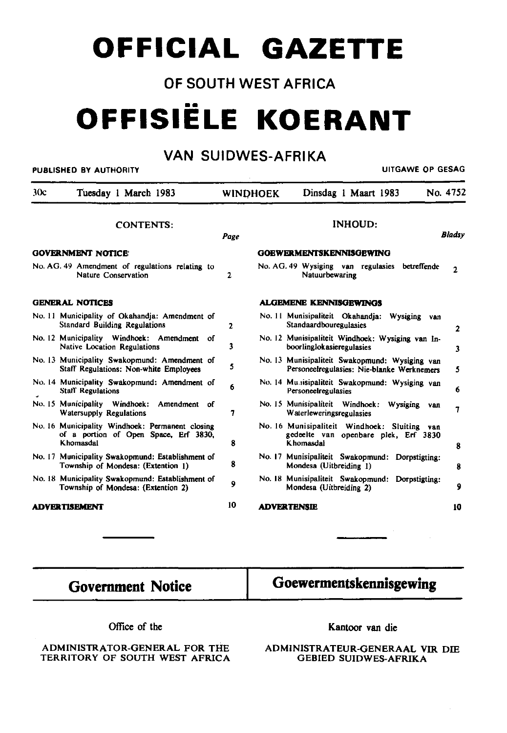# OFFICIAL GAZETTE

## OF SOUTH WEST AFRICA

# OFFISIËLE KOERANT

## VAN SUIDWES-AFRIKA

PUBLISHED BY AUTHORITY — UITGAWE OP GESAG

30c — Tuesday 1 March 1983 — WINDHOEK — Dinsdag 1 Maart 1983 — No. 4752

### CONTENTS:

| | Page |
|---|---|
| **GOVERNMENT NOTICE** | |
| No. AG. 49 Amendment of regulations relating to Nature Conservation | 2 |
| **GENERAL NOTICES** | |
| No. 11 Municipality of Okahandja: Amendment of Standard Building Regulations | 2 |
| No. 12 Municipality Windhoek: Amendment of Native Location Regulations | 3 |
| No. 13 Municipality Swakopmund: Amendment of Staff Regulations: Non-white Employees | 5 |
| No. 14 Municipality Swakopmund: Amendment of Staff Regulations | 6 |
| No. 15 Municipality Windhoek: Amendment of Watersupply Regulations | 7 |
| No. 16 Municipality Windhoek: Permanent closing of a portion of Open Space, Erf 3830, Khomasdal | 8 |
| No. 17 Municipality Swakopmund: Establishment of Township of Mondesa: (Extention 1) | 8 |
| No. 18 Municipality Swakopmund: Establishment of Township of Mondesa: (Extention 2) | 9 |
| **ADVERTISEMENT** | 10 |

### INHOUD:

| | Bladsy |
|---|---|
| **GOEWERMENTSKENNISGEWING** | |
| No. AG. 49 Wysiging van regulasies betreffende Natuurbewaring | 2 |
| **ALGEMENE KENNISGEWINGS** | |
| No. 11 Munisipaliteit Okahandja: Wysiging van Standaardbouregulasies | 2 |
| No. 12 Munisipaliteit Windhoek: Wysiging van Inboorlinglokasieregulasies | 3 |
| No. 13 Munisipaliteit Swakopmund: Wysiging van Personeelregulasies: Nie-blanke Werknemers | 5 |
| No. 14 Munisipaliteit Swakopmund: Wysiging van Personeelregulasies | 6 |
| No. 15 Munisipaliteit Windhoek: Wysiging van Waterleweringsregulasies | 7 |
| No. 16 Munisipaliteit Windhoek: Sluiting van gedeelte van openbare plek, Erf 3830 Khomasdal | 8 |
| No. 17 Munisipaliteit Swakopmund: Dorpstigting: Mondesa (Uitbreiding 1) | 8 |
| No. 18 Munisipaliteit Swakopmund: Dorpstigting: Mondesa (Uitbreiding 2) | 9 |
| **ADVERTENSIE** | 10 |

## Government Notice

Office of the

ADMINISTRATOR-GENERAL FOR THE TERRITORY OF SOUTH WEST AFRICA

## Goewermentskennisgewing

Kantoor van die

ADMINISTRATEUR-GENERAAL VIR DIE GEBIED SUIDWES-AFRIKA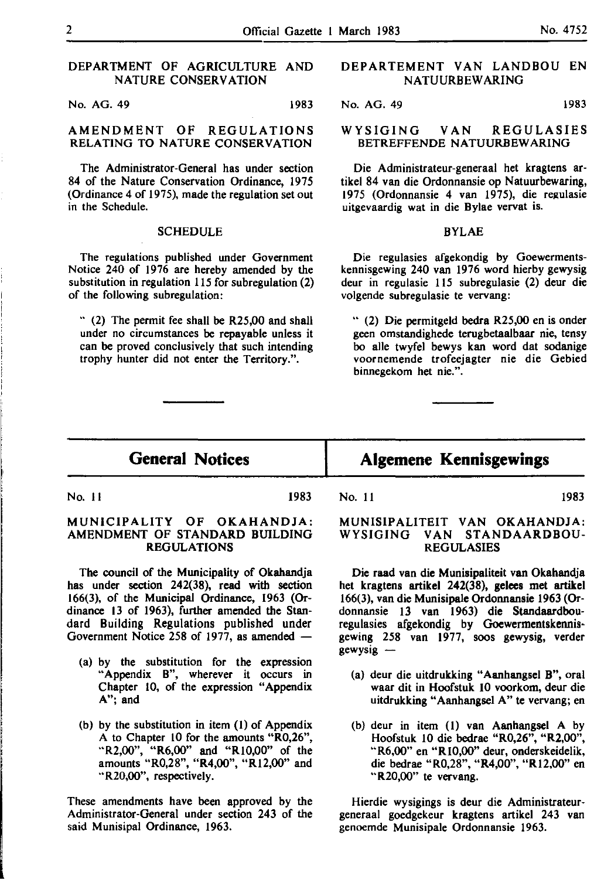## DEPARTMENT OF AGRICULTURE AND NATURE CONSERVATION

No. AG. 49 1983

### AMENDMENT OF REGULATIONS RELATING TO NATURE CONSERVATION

The Administrator-General has under section 84 of the Nature Conservation Ordinance, 1975 (Ordinance 4 of 1975), made the regulation set out in the Schedule.

SCHEDULE

The regulations published under Government Notice 240 of 1976 are hereby amended by the substitution in regulation 115 for subregulation (2) of the following subregulation:

" (2) The permit fee shall be R25,00 and shall under no circumstances be repayable unless it can be proved conclusively that such intending trophy hunter did not enter the Territory.".

## DEPARTEMENT VAN LANDBOU EN NATUURBEWARING

No. AG. 49 1983

### WYSIGING VAN REGULASIES BETREFFENDE NATUURBEWARING

Die Administrateur-generaal het kragtens artikel 84 van die Ordonnansie op Natuurbewaring, 1975 (Ordonnansie 4 van 1975), die regulasie uitgevaardig wat in die Bylae vervat is.

BYLAE

Die regulasies afgekondig by Goewermentskennisgewing 240 van 1976 word hierby gewysig deur in regulasie 115 subregulasie (2) deur die volgende subregulasie te vervang:

" (2) Die permitgeld bedra R25,00 en is onder geen omstandighede terugbetaalbaar nie, tensy bo alle twyfel bewys kan word dat sodanige voornemende trofeejagter nie die Gebied binnegekom het nie.".

# General Notices

No. 11 1983

### MUNICIPALITY OF OKAHANDJA: AMENDMENT OF STANDARD BUILDING REGULATIONS

The council of the Municipality of Okahandja has under section 242(38), read with section 166(3), of the Municipal Ordinance, 1963 (Ordinance 13 of 1963), further amended the Standard Building Regulations published under Government Notice 258 of 1977, as amended —

(a) by the substitution for the expression "Appendix B", wherever it occurs in Chapter 10, of the expression "Appendix A"; and

(b) by the substitution in item (1) of Appendix A to Chapter 10 for the amounts "R0,26", "R2,00", "R6,00" and "R10,00" of the amounts "R0,28", "R4,00", "R12,00" and "R20,00", respectively.

These amendments have been approved by the Administrator-General under section 243 of the said Munisipal Ordinance, 1963.

# Algemene Kennisgewings

No. 11 1983

### MUNISIPALITEIT VAN OKAHANDJA: WYSIGING VAN STANDAARDBOU-REGULASIES

Die raad van die Munisipaliteit van Okahandja het kragtens artikel 242(38), gelees met artikel 166(3), van die Munisipale Ordonnansie 1963 (Ordonnansie 13 van 1963) die Standaardbouregulasies afgekondig by Goewermentskennisgewing 258 van 1977, soos gewysig, verder gewysig —

(a) deur die uitdrukking "Aanhangsel B", oral waar dit in Hoofstuk 10 voorkom, deur die uitdrukking "Aanhangsel A" te vervang; en

(b) deur in item (1) van Aanhangsel A by Hoofstuk 10 die bedrae "R0,26", "R2,00", "R6,00" en "R10,00" deur, onderskeidelik, die bedrae "R0,28", "R4,00", "R12,00" en "R20,00" te vervang.

Hierdie wysigings is deur die Administrateur-generaal goedgekeur kragtens artikel 243 van genoemde Munisipale Ordonnansie 1963.